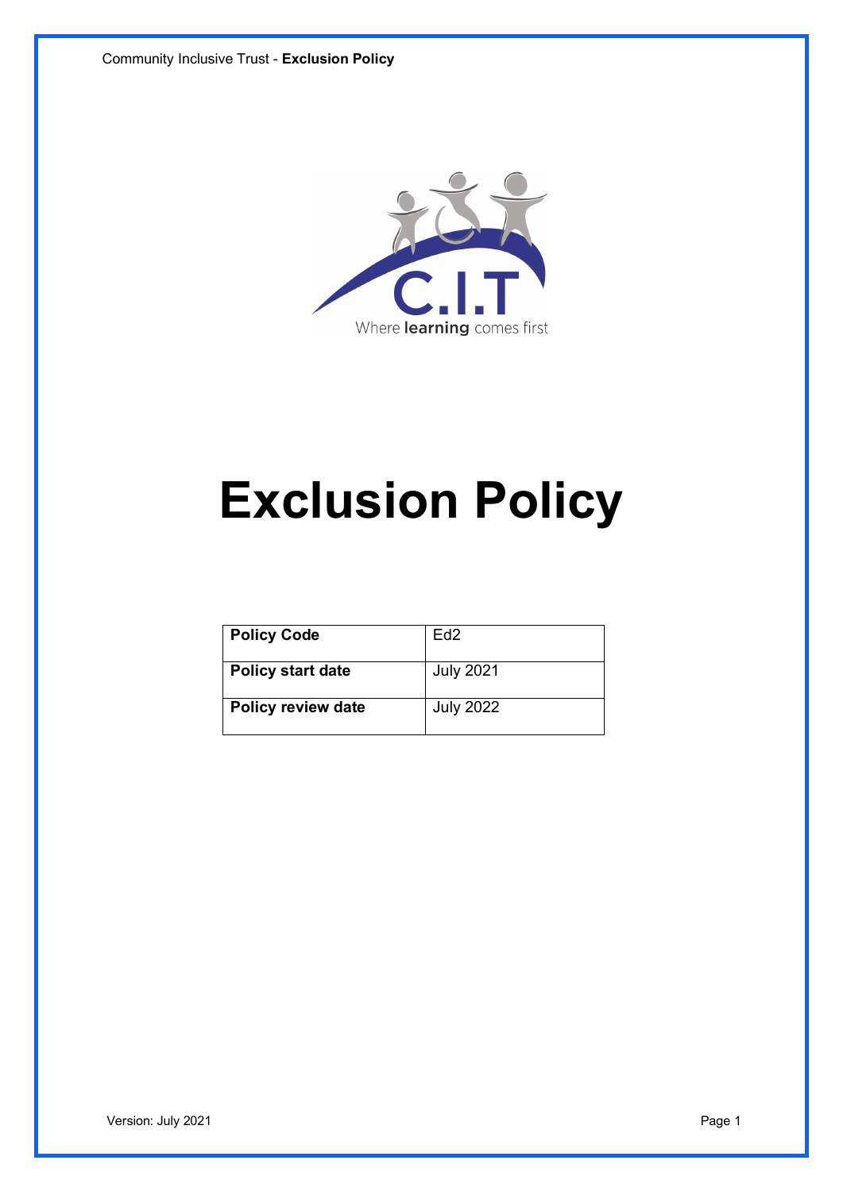C.I.T

Where **learning** comes first

# Exclusion Policy

| **Policy Code** | Ed2 |
|---|---|
| **Policy start date** | July 2021 |
| **Policy review date** | July 2022 |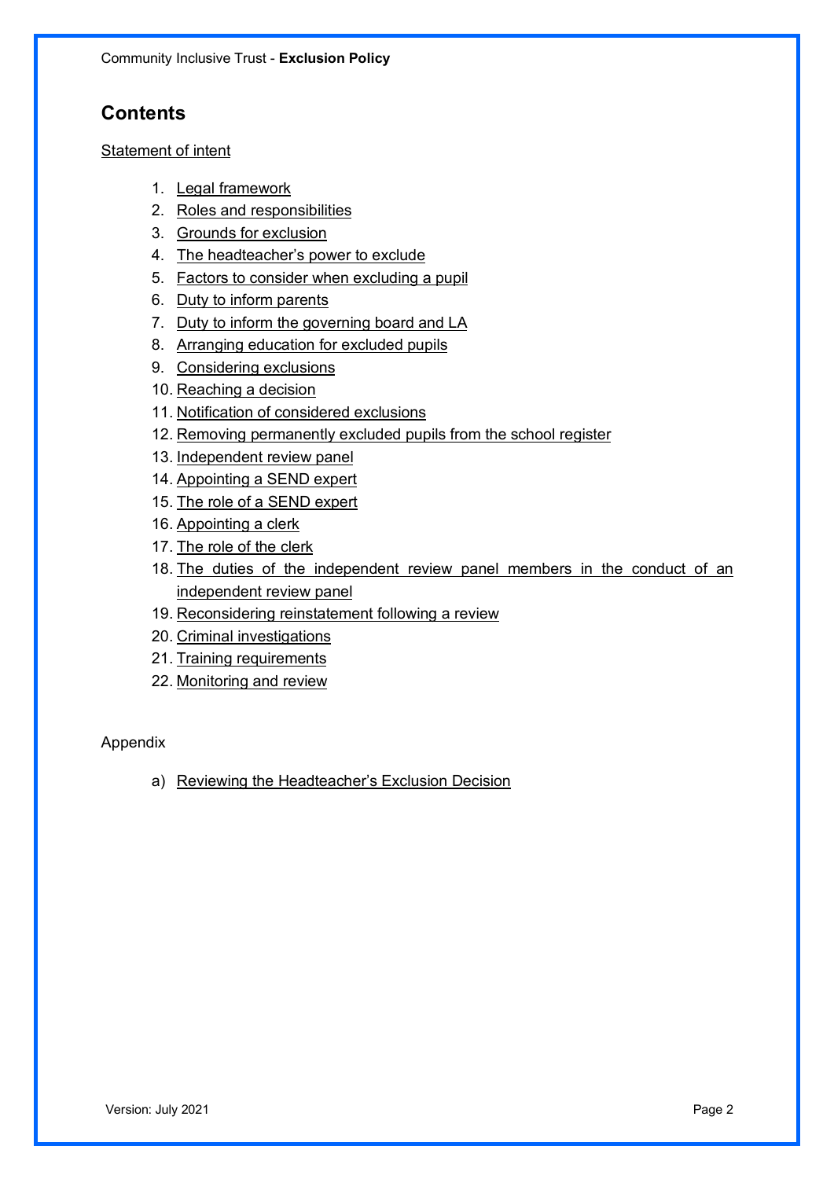## Contents

Statement of intent

1. Legal framework
2. Roles and responsibilities
3. Grounds for exclusion
4. The headteacher's power to exclude
5. Factors to consider when excluding a pupil
6. Duty to inform parents
7. Duty to inform the governing board and LA
8. Arranging education for excluded pupils
9. Considering exclusions
10. Reaching a decision
11. Notification of considered exclusions
12. Removing permanently excluded pupils from the school register
13. Independent review panel
14. Appointing a SEND expert
15. The role of a SEND expert
16. Appointing a clerk
17. The role of the clerk
18. The duties of the independent review panel members in the conduct of an independent review panel
19. Reconsidering reinstatement following a review
20. Criminal investigations
21. Training requirements
22. Monitoring and review

Appendix

a) Reviewing the Headteacher's Exclusion Decision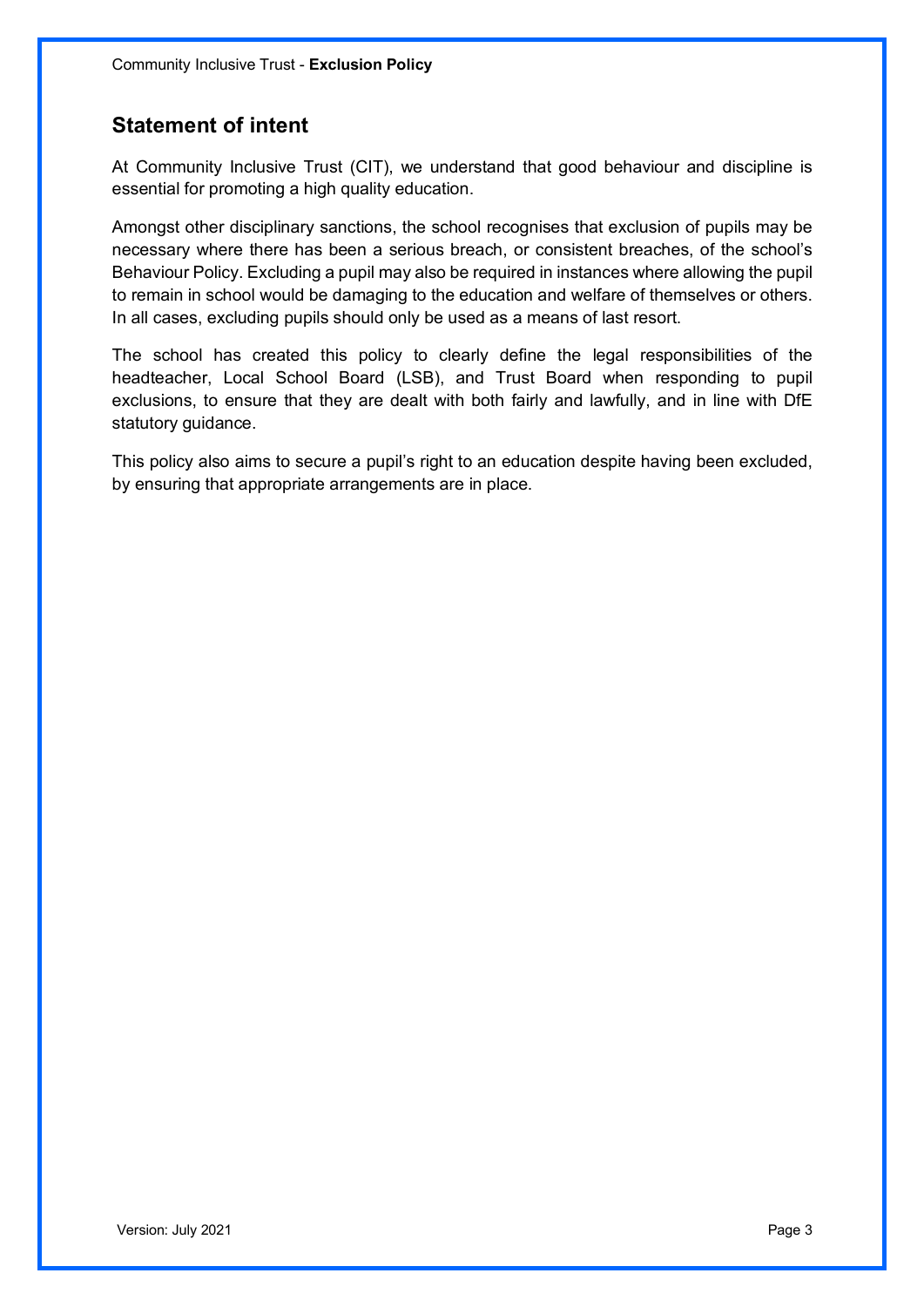## Statement of intent

At Community Inclusive Trust (CIT), we understand that good behaviour and discipline is essential for promoting a high quality education.

Amongst other disciplinary sanctions, the school recognises that exclusion of pupils may be necessary where there has been a serious breach, or consistent breaches, of the school's Behaviour Policy. Excluding a pupil may also be required in instances where allowing the pupil to remain in school would be damaging to the education and welfare of themselves or others. In all cases, excluding pupils should only be used as a means of last resort.

The school has created this policy to clearly define the legal responsibilities of the headteacher, Local School Board (LSB), and Trust Board when responding to pupil exclusions, to ensure that they are dealt with both fairly and lawfully, and in line with DfE statutory guidance.

This policy also aims to secure a pupil's right to an education despite having been excluded, by ensuring that appropriate arrangements are in place.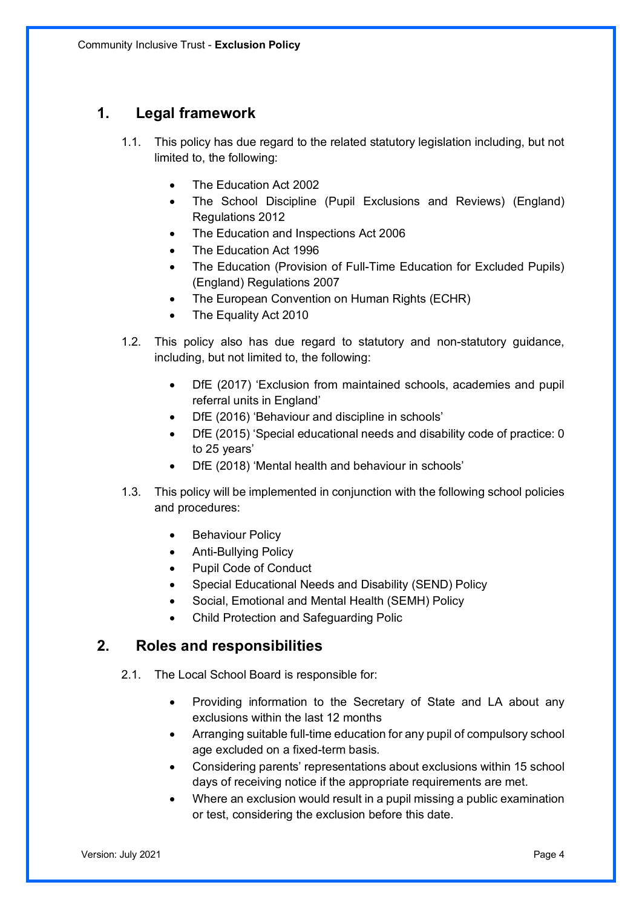## 1. Legal framework

1.1. This policy has due regard to the related statutory legislation including, but not limited to, the following:

- The Education Act 2002
- The School Discipline (Pupil Exclusions and Reviews) (England) Regulations 2012
- The Education and Inspections Act 2006
- The Education Act 1996
- The Education (Provision of Full-Time Education for Excluded Pupils) (England) Regulations 2007
- The European Convention on Human Rights (ECHR)
- The Equality Act 2010

1.2. This policy also has due regard to statutory and non-statutory guidance, including, but not limited to, the following:

- DfE (2017) 'Exclusion from maintained schools, academies and pupil referral units in England'
- DfE (2016) 'Behaviour and discipline in schools'
- DfE (2015) 'Special educational needs and disability code of practice: 0 to 25 years'
- DfE (2018) 'Mental health and behaviour in schools'

1.3. This policy will be implemented in conjunction with the following school policies and procedures:

- Behaviour Policy
- Anti-Bullying Policy
- Pupil Code of Conduct
- Special Educational Needs and Disability (SEND) Policy
- Social, Emotional and Mental Health (SEMH) Policy
- Child Protection and Safeguarding Polic

## 2. Roles and responsibilities

2.1. The Local School Board is responsible for:

- Providing information to the Secretary of State and LA about any exclusions within the last 12 months
- Arranging suitable full-time education for any pupil of compulsory school age excluded on a fixed-term basis.
- Considering parents' representations about exclusions within 15 school days of receiving notice if the appropriate requirements are met.
- Where an exclusion would result in a pupil missing a public examination or test, considering the exclusion before this date.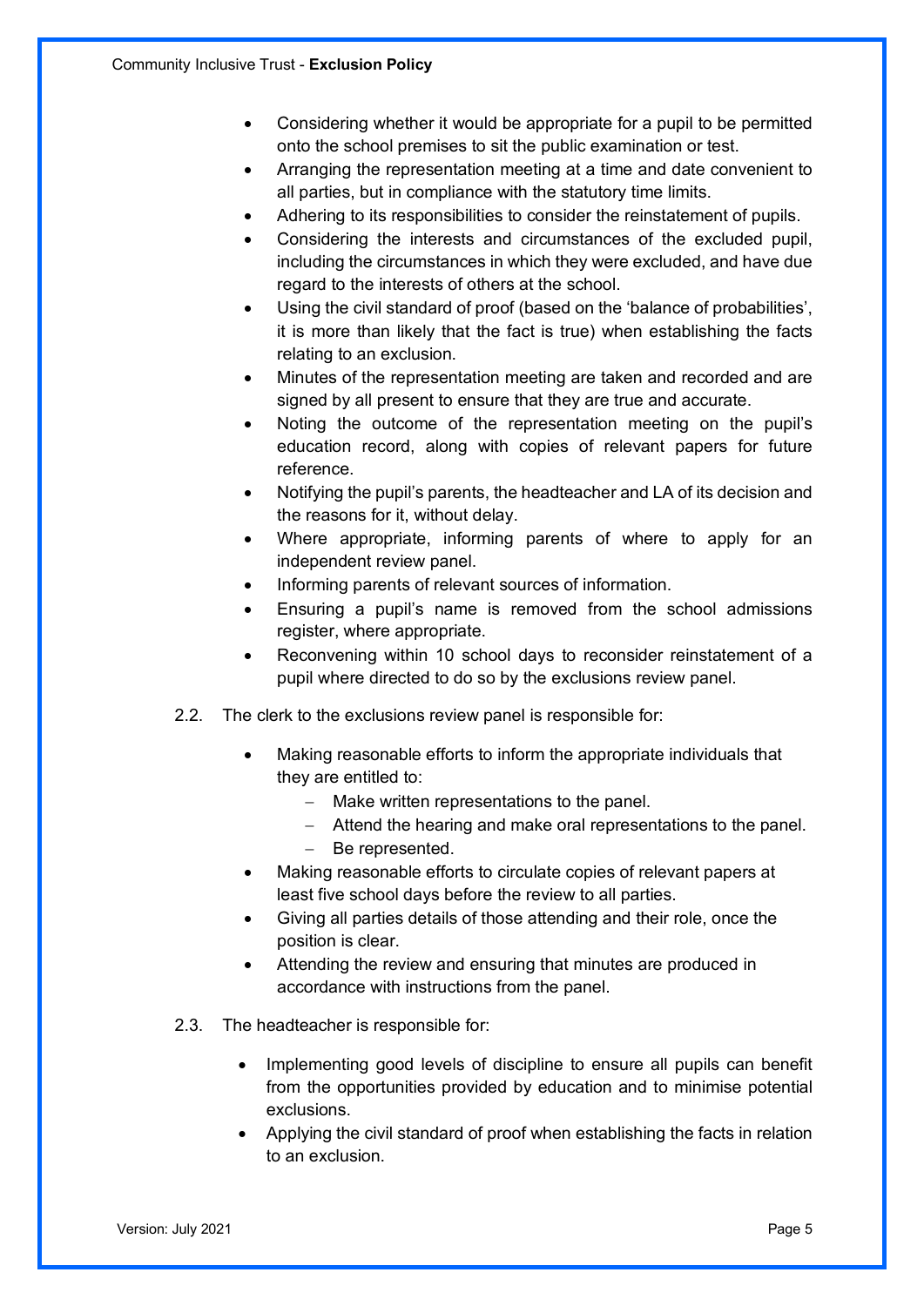- Considering whether it would be appropriate for a pupil to be permitted onto the school premises to sit the public examination or test.
- Arranging the representation meeting at a time and date convenient to all parties, but in compliance with the statutory time limits.
- Adhering to its responsibilities to consider the reinstatement of pupils.
- Considering the interests and circumstances of the excluded pupil, including the circumstances in which they were excluded, and have due regard to the interests of others at the school.
- Using the civil standard of proof (based on the 'balance of probabilities', it is more than likely that the fact is true) when establishing the facts relating to an exclusion.
- Minutes of the representation meeting are taken and recorded and are signed by all present to ensure that they are true and accurate.
- Noting the outcome of the representation meeting on the pupil's education record, along with copies of relevant papers for future reference.
- Notifying the pupil's parents, the headteacher and LA of its decision and the reasons for it, without delay.
- Where appropriate, informing parents of where to apply for an independent review panel.
- Informing parents of relevant sources of information.
- Ensuring a pupil's name is removed from the school admissions register, where appropriate.
- Reconvening within 10 school days to reconsider reinstatement of a pupil where directed to do so by the exclusions review panel.

2.2. The clerk to the exclusions review panel is responsible for:

- Making reasonable efforts to inform the appropriate individuals that they are entitled to:
  - Make written representations to the panel.
  - Attend the hearing and make oral representations to the panel.
  - Be represented.
- Making reasonable efforts to circulate copies of relevant papers at least five school days before the review to all parties.
- Giving all parties details of those attending and their role, once the position is clear.
- Attending the review and ensuring that minutes are produced in accordance with instructions from the panel.

2.3. The headteacher is responsible for:

- Implementing good levels of discipline to ensure all pupils can benefit from the opportunities provided by education and to minimise potential exclusions.
- Applying the civil standard of proof when establishing the facts in relation to an exclusion.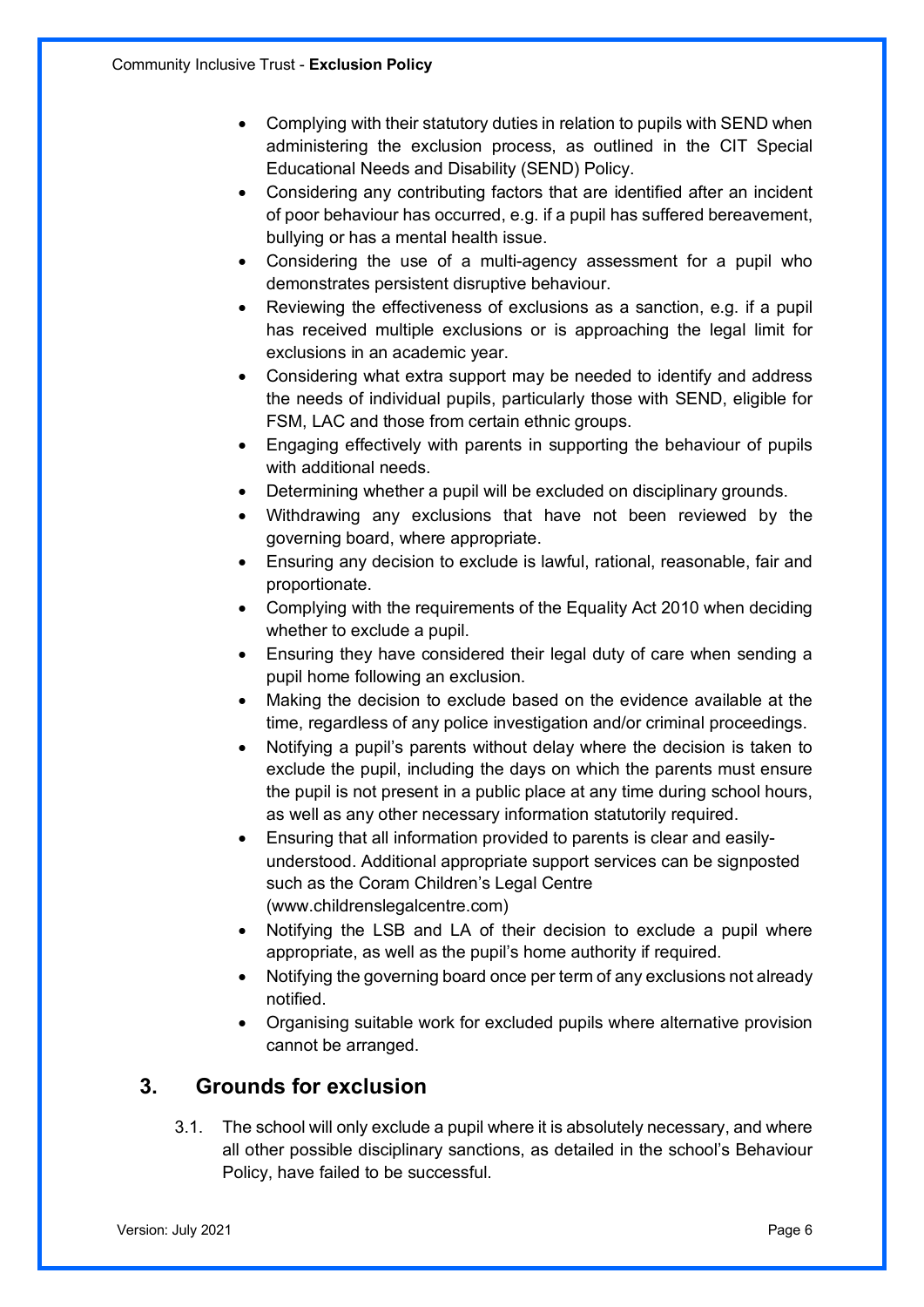- Complying with their statutory duties in relation to pupils with SEND when administering the exclusion process, as outlined in the CIT Special Educational Needs and Disability (SEND) Policy.
- Considering any contributing factors that are identified after an incident of poor behaviour has occurred, e.g. if a pupil has suffered bereavement, bullying or has a mental health issue.
- Considering the use of a multi-agency assessment for a pupil who demonstrates persistent disruptive behaviour.
- Reviewing the effectiveness of exclusions as a sanction, e.g. if a pupil has received multiple exclusions or is approaching the legal limit for exclusions in an academic year.
- Considering what extra support may be needed to identify and address the needs of individual pupils, particularly those with SEND, eligible for FSM, LAC and those from certain ethnic groups.
- Engaging effectively with parents in supporting the behaviour of pupils with additional needs.
- Determining whether a pupil will be excluded on disciplinary grounds.
- Withdrawing any exclusions that have not been reviewed by the governing board, where appropriate.
- Ensuring any decision to exclude is lawful, rational, reasonable, fair and proportionate.
- Complying with the requirements of the Equality Act 2010 when deciding whether to exclude a pupil.
- Ensuring they have considered their legal duty of care when sending a pupil home following an exclusion.
- Making the decision to exclude based on the evidence available at the time, regardless of any police investigation and/or criminal proceedings.
- Notifying a pupil's parents without delay where the decision is taken to exclude the pupil, including the days on which the parents must ensure the pupil is not present in a public place at any time during school hours, as well as any other necessary information statutorily required.
- Ensuring that all information provided to parents is clear and easily-understood. Additional appropriate support services can be signposted such as the Coram Children's Legal Centre (www.childrenslegalcentre.com)
- Notifying the LSB and LA of their decision to exclude a pupil where appropriate, as well as the pupil's home authority if required.
- Notifying the governing board once per term of any exclusions not already notified.
- Organising suitable work for excluded pupils where alternative provision cannot be arranged.

## 3. Grounds for exclusion

3.1. The school will only exclude a pupil where it is absolutely necessary, and where all other possible disciplinary sanctions, as detailed in the school's Behaviour Policy, have failed to be successful.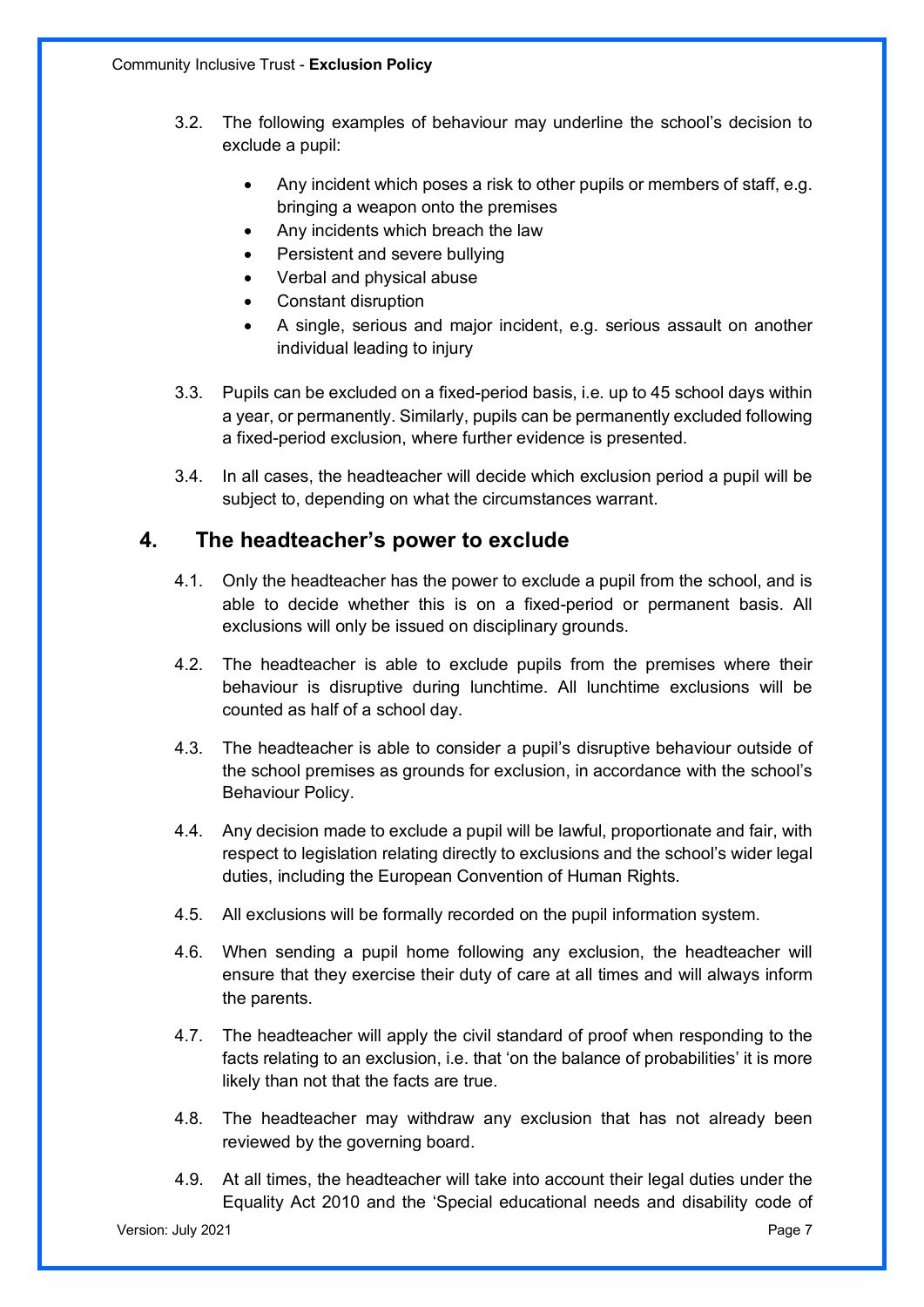3.2. The following examples of behaviour may underline the school's decision to exclude a pupil:

- Any incident which poses a risk to other pupils or members of staff, e.g. bringing a weapon onto the premises
- Any incidents which breach the law
- Persistent and severe bullying
- Verbal and physical abuse
- Constant disruption
- A single, serious and major incident, e.g. serious assault on another individual leading to injury

3.3. Pupils can be excluded on a fixed-period basis, i.e. up to 45 school days within a year, or permanently. Similarly, pupils can be permanently excluded following a fixed-period exclusion, where further evidence is presented.

3.4. In all cases, the headteacher will decide which exclusion period a pupil will be subject to, depending on what the circumstances warrant.

## 4. The headteacher's power to exclude

4.1. Only the headteacher has the power to exclude a pupil from the school, and is able to decide whether this is on a fixed-period or permanent basis. All exclusions will only be issued on disciplinary grounds.

4.2. The headteacher is able to exclude pupils from the premises where their behaviour is disruptive during lunchtime. All lunchtime exclusions will be counted as half of a school day.

4.3. The headteacher is able to consider a pupil's disruptive behaviour outside of the school premises as grounds for exclusion, in accordance with the school's Behaviour Policy.

4.4. Any decision made to exclude a pupil will be lawful, proportionate and fair, with respect to legislation relating directly to exclusions and the school's wider legal duties, including the European Convention of Human Rights.

4.5. All exclusions will be formally recorded on the pupil information system.

4.6. When sending a pupil home following any exclusion, the headteacher will ensure that they exercise their duty of care at all times and will always inform the parents.

4.7. The headteacher will apply the civil standard of proof when responding to the facts relating to an exclusion, i.e. that 'on the balance of probabilities' it is more likely than not that the facts are true.

4.8. The headteacher may withdraw any exclusion that has not already been reviewed by the governing board.

4.9. At all times, the headteacher will take into account their legal duties under the Equality Act 2010 and the 'Special educational needs and disability code of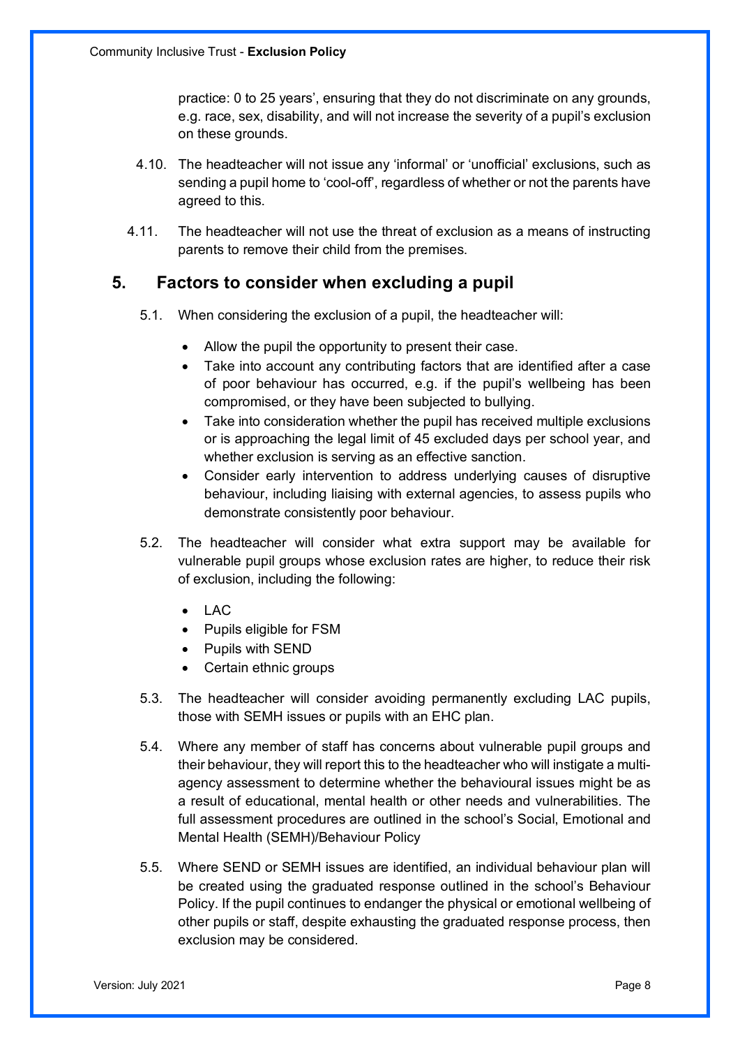practice: 0 to 25 years', ensuring that they do not discriminate on any grounds, e.g. race, sex, disability, and will not increase the severity of a pupil's exclusion on these grounds.

4.10. The headteacher will not issue any 'informal' or 'unofficial' exclusions, such as sending a pupil home to 'cool-off', regardless of whether or not the parents have agreed to this.

4.11. The headteacher will not use the threat of exclusion as a means of instructing parents to remove their child from the premises.

## 5. Factors to consider when excluding a pupil

5.1. When considering the exclusion of a pupil, the headteacher will:

- Allow the pupil the opportunity to present their case.
- Take into account any contributing factors that are identified after a case of poor behaviour has occurred, e.g. if the pupil's wellbeing has been compromised, or they have been subjected to bullying.
- Take into consideration whether the pupil has received multiple exclusions or is approaching the legal limit of 45 excluded days per school year, and whether exclusion is serving as an effective sanction.
- Consider early intervention to address underlying causes of disruptive behaviour, including liaising with external agencies, to assess pupils who demonstrate consistently poor behaviour.

5.2. The headteacher will consider what extra support may be available for vulnerable pupil groups whose exclusion rates are higher, to reduce their risk of exclusion, including the following:

- LAC
- Pupils eligible for FSM
- Pupils with SEND
- Certain ethnic groups

5.3. The headteacher will consider avoiding permanently excluding LAC pupils, those with SEMH issues or pupils with an EHC plan.

5.4. Where any member of staff has concerns about vulnerable pupil groups and their behaviour, they will report this to the headteacher who will instigate a multi-agency assessment to determine whether the behavioural issues might be as a result of educational, mental health or other needs and vulnerabilities. The full assessment procedures are outlined in the school's Social, Emotional and Mental Health (SEMH)/Behaviour Policy

5.5. Where SEND or SEMH issues are identified, an individual behaviour plan will be created using the graduated response outlined in the school's Behaviour Policy. If the pupil continues to endanger the physical or emotional wellbeing of other pupils or staff, despite exhausting the graduated response process, then exclusion may be considered.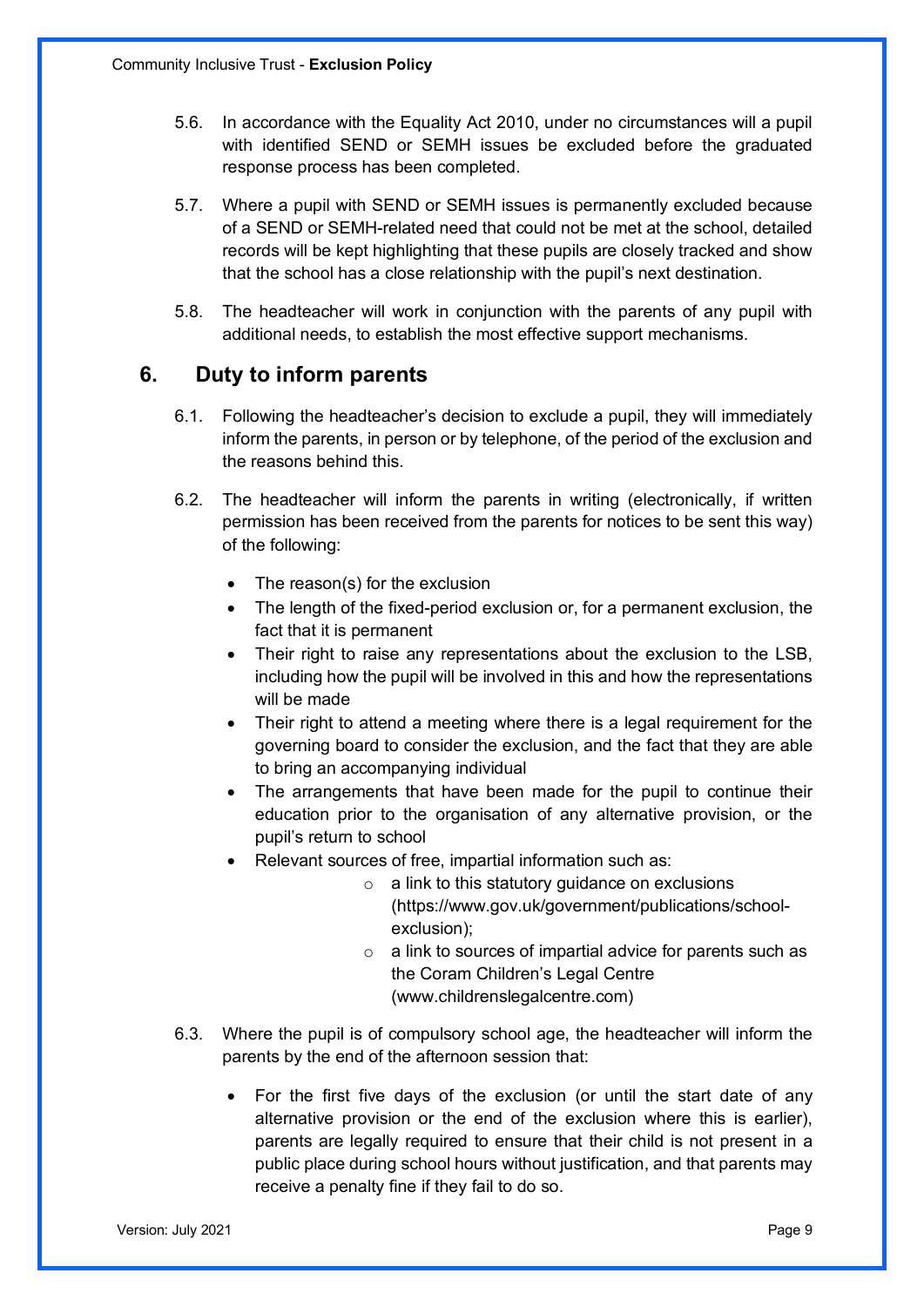5.6. In accordance with the Equality Act 2010, under no circumstances will a pupil with identified SEND or SEMH issues be excluded before the graduated response process has been completed.

5.7. Where a pupil with SEND or SEMH issues is permanently excluded because of a SEND or SEMH-related need that could not be met at the school, detailed records will be kept highlighting that these pupils are closely tracked and show that the school has a close relationship with the pupil's next destination.

5.8. The headteacher will work in conjunction with the parents of any pupil with additional needs, to establish the most effective support mechanisms.

## 6. Duty to inform parents

6.1. Following the headteacher's decision to exclude a pupil, they will immediately inform the parents, in person or by telephone, of the period of the exclusion and the reasons behind this.

6.2. The headteacher will inform the parents in writing (electronically, if written permission has been received from the parents for notices to be sent this way) of the following:

- The reason(s) for the exclusion
- The length of the fixed-period exclusion or, for a permanent exclusion, the fact that it is permanent
- Their right to raise any representations about the exclusion to the LSB, including how the pupil will be involved in this and how the representations will be made
- Their right to attend a meeting where there is a legal requirement for the governing board to consider the exclusion, and the fact that they are able to bring an accompanying individual
- The arrangements that have been made for the pupil to continue their education prior to the organisation of any alternative provision, or the pupil's return to school
- Relevant sources of free, impartial information such as:
  - a link to this statutory guidance on exclusions (https://www.gov.uk/government/publications/school-exclusion);
  - a link to sources of impartial advice for parents such as the Coram Children's Legal Centre (www.childrenslegalcentre.com)

6.3. Where the pupil is of compulsory school age, the headteacher will inform the parents by the end of the afternoon session that:

- For the first five days of the exclusion (or until the start date of any alternative provision or the end of the exclusion where this is earlier), parents are legally required to ensure that their child is not present in a public place during school hours without justification, and that parents may receive a penalty fine if they fail to do so.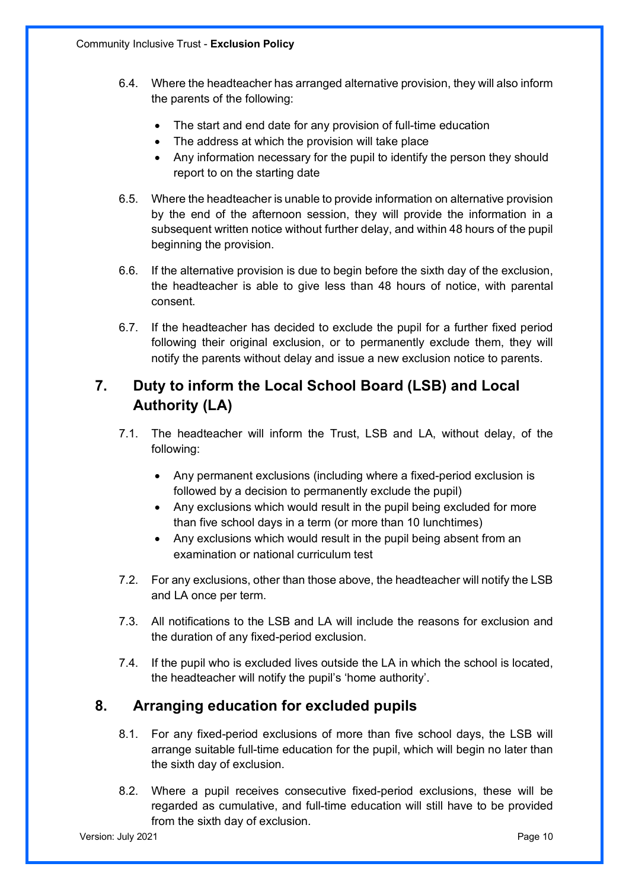6.4. Where the headteacher has arranged alternative provision, they will also inform the parents of the following:

- The start and end date for any provision of full-time education
- The address at which the provision will take place
- Any information necessary for the pupil to identify the person they should report to on the starting date

6.5. Where the headteacher is unable to provide information on alternative provision by the end of the afternoon session, they will provide the information in a subsequent written notice without further delay, and within 48 hours of the pupil beginning the provision.

6.6. If the alternative provision is due to begin before the sixth day of the exclusion, the headteacher is able to give less than 48 hours of notice, with parental consent.

6.7. If the headteacher has decided to exclude the pupil for a further fixed period following their original exclusion, or to permanently exclude them, they will notify the parents without delay and issue a new exclusion notice to parents.

## 7. Duty to inform the Local School Board (LSB) and Local Authority (LA)

7.1. The headteacher will inform the Trust, LSB and LA, without delay, of the following:

- Any permanent exclusions (including where a fixed-period exclusion is followed by a decision to permanently exclude the pupil)
- Any exclusions which would result in the pupil being excluded for more than five school days in a term (or more than 10 lunchtimes)
- Any exclusions which would result in the pupil being absent from an examination or national curriculum test

7.2. For any exclusions, other than those above, the headteacher will notify the LSB and LA once per term.

7.3. All notifications to the LSB and LA will include the reasons for exclusion and the duration of any fixed-period exclusion.

7.4. If the pupil who is excluded lives outside the LA in which the school is located, the headteacher will notify the pupil's 'home authority'.

## 8. Arranging education for excluded pupils

8.1. For any fixed-period exclusions of more than five school days, the LSB will arrange suitable full-time education for the pupil, which will begin no later than the sixth day of exclusion.

8.2. Where a pupil receives consecutive fixed-period exclusions, these will be regarded as cumulative, and full-time education will still have to be provided from the sixth day of exclusion.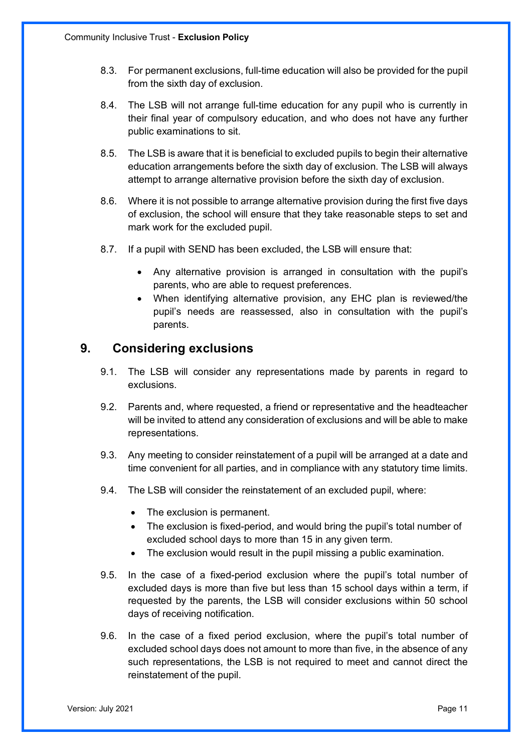8.3. For permanent exclusions, full-time education will also be provided for the pupil from the sixth day of exclusion.

8.4. The LSB will not arrange full-time education for any pupil who is currently in their final year of compulsory education, and who does not have any further public examinations to sit.

8.5. The LSB is aware that it is beneficial to excluded pupils to begin their alternative education arrangements before the sixth day of exclusion. The LSB will always attempt to arrange alternative provision before the sixth day of exclusion.

8.6. Where it is not possible to arrange alternative provision during the first five days of exclusion, the school will ensure that they take reasonable steps to set and mark work for the excluded pupil.

8.7. If a pupil with SEND has been excluded, the LSB will ensure that:

- Any alternative provision is arranged in consultation with the pupil's parents, who are able to request preferences.
- When identifying alternative provision, any EHC plan is reviewed/the pupil's needs are reassessed, also in consultation with the pupil's parents.

## 9. Considering exclusions

9.1. The LSB will consider any representations made by parents in regard to exclusions.

9.2. Parents and, where requested, a friend or representative and the headteacher will be invited to attend any consideration of exclusions and will be able to make representations.

9.3. Any meeting to consider reinstatement of a pupil will be arranged at a date and time convenient for all parties, and in compliance with any statutory time limits.

9.4. The LSB will consider the reinstatement of an excluded pupil, where:

- The exclusion is permanent.
- The exclusion is fixed-period, and would bring the pupil's total number of excluded school days to more than 15 in any given term.
- The exclusion would result in the pupil missing a public examination.

9.5. In the case of a fixed-period exclusion where the pupil's total number of excluded days is more than five but less than 15 school days within a term, if requested by the parents, the LSB will consider exclusions within 50 school days of receiving notification.

9.6. In the case of a fixed period exclusion, where the pupil's total number of excluded school days does not amount to more than five, in the absence of any such representations, the LSB is not required to meet and cannot direct the reinstatement of the pupil.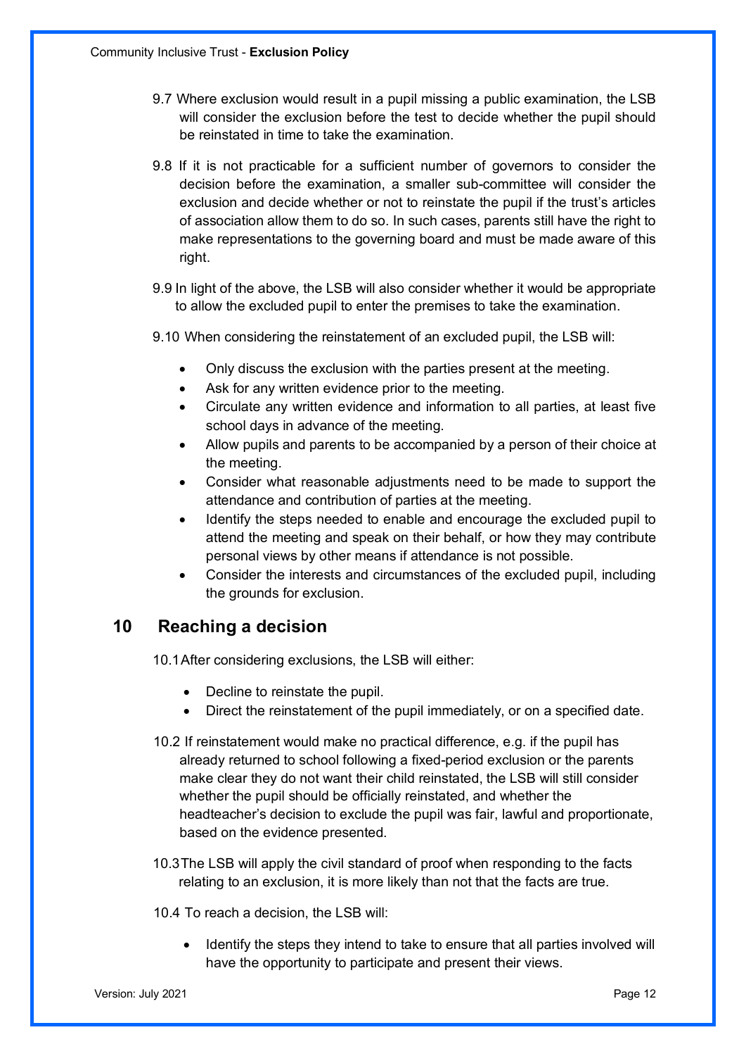9.7 Where exclusion would result in a pupil missing a public examination, the LSB will consider the exclusion before the test to decide whether the pupil should be reinstated in time to take the examination.

9.8 If it is not practicable for a sufficient number of governors to consider the decision before the examination, a smaller sub-committee will consider the exclusion and decide whether or not to reinstate the pupil if the trust's articles of association allow them to do so. In such cases, parents still have the right to make representations to the governing board and must be made aware of this right.

9.9 In light of the above, the LSB will also consider whether it would be appropriate to allow the excluded pupil to enter the premises to take the examination.

9.10 When considering the reinstatement of an excluded pupil, the LSB will:

- Only discuss the exclusion with the parties present at the meeting.
- Ask for any written evidence prior to the meeting.
- Circulate any written evidence and information to all parties, at least five school days in advance of the meeting.
- Allow pupils and parents to be accompanied by a person of their choice at the meeting.
- Consider what reasonable adjustments need to be made to support the attendance and contribution of parties at the meeting.
- Identify the steps needed to enable and encourage the excluded pupil to attend the meeting and speak on their behalf, or how they may contribute personal views by other means if attendance is not possible.
- Consider the interests and circumstances of the excluded pupil, including the grounds for exclusion.

## 10 Reaching a decision

10.1 After considering exclusions, the LSB will either:

- Decline to reinstate the pupil.
- Direct the reinstatement of the pupil immediately, or on a specified date.

10.2 If reinstatement would make no practical difference, e.g. if the pupil has already returned to school following a fixed-period exclusion or the parents make clear they do not want their child reinstated, the LSB will still consider whether the pupil should be officially reinstated, and whether the headteacher's decision to exclude the pupil was fair, lawful and proportionate, based on the evidence presented.

10.3 The LSB will apply the civil standard of proof when responding to the facts relating to an exclusion, it is more likely than not that the facts are true.

10.4 To reach a decision, the LSB will:

- Identify the steps they intend to take to ensure that all parties involved will have the opportunity to participate and present their views.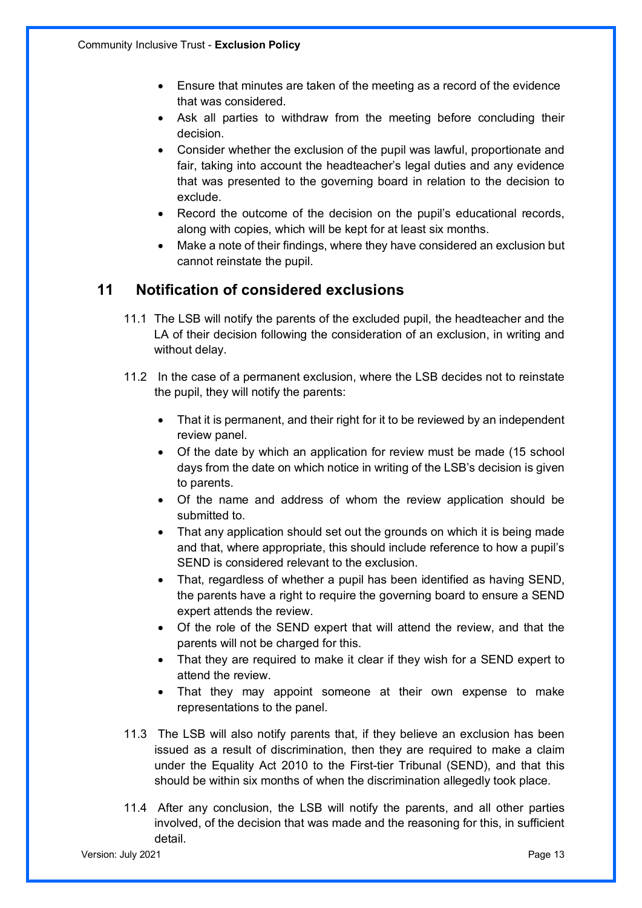- Ensure that minutes are taken of the meeting as a record of the evidence that was considered.
- Ask all parties to withdraw from the meeting before concluding their decision.
- Consider whether the exclusion of the pupil was lawful, proportionate and fair, taking into account the headteacher's legal duties and any evidence that was presented to the governing board in relation to the decision to exclude.
- Record the outcome of the decision on the pupil's educational records, along with copies, which will be kept for at least six months.
- Make a note of their findings, where they have considered an exclusion but cannot reinstate the pupil.

## 11 Notification of considered exclusions

11.1 The LSB will notify the parents of the excluded pupil, the headteacher and the LA of their decision following the consideration of an exclusion, in writing and without delay.

11.2 In the case of a permanent exclusion, where the LSB decides not to reinstate the pupil, they will notify the parents:

- That it is permanent, and their right for it to be reviewed by an independent review panel.
- Of the date by which an application for review must be made (15 school days from the date on which notice in writing of the LSB's decision is given to parents.
- Of the name and address of whom the review application should be submitted to.
- That any application should set out the grounds on which it is being made and that, where appropriate, this should include reference to how a pupil's SEND is considered relevant to the exclusion.
- That, regardless of whether a pupil has been identified as having SEND, the parents have a right to require the governing board to ensure a SEND expert attends the review.
- Of the role of the SEND expert that will attend the review, and that the parents will not be charged for this.
- That they are required to make it clear if they wish for a SEND expert to attend the review.
- That they may appoint someone at their own expense to make representations to the panel.

11.3 The LSB will also notify parents that, if they believe an exclusion has been issued as a result of discrimination, then they are required to make a claim under the Equality Act 2010 to the First-tier Tribunal (SEND), and that this should be within six months of when the discrimination allegedly took place.

11.4 After any conclusion, the LSB will notify the parents, and all other parties involved, of the decision that was made and the reasoning for this, in sufficient detail.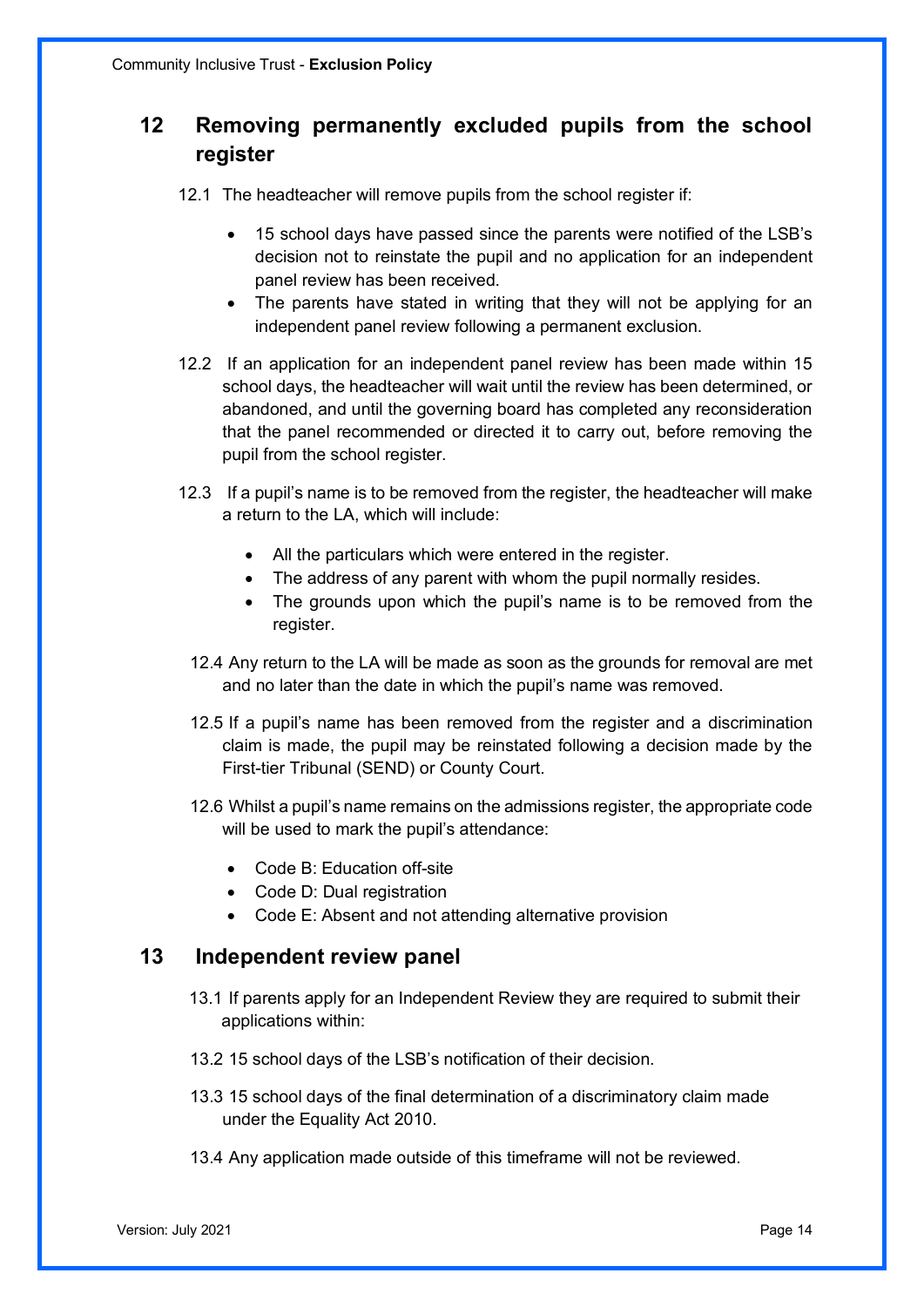## 12 Removing permanently excluded pupils from the school register

12.1 The headteacher will remove pupils from the school register if:

- 15 school days have passed since the parents were notified of the LSB's decision not to reinstate the pupil and no application for an independent panel review has been received.
- The parents have stated in writing that they will not be applying for an independent panel review following a permanent exclusion.

12.2 If an application for an independent panel review has been made within 15 school days, the headteacher will wait until the review has been determined, or abandoned, and until the governing board has completed any reconsideration that the panel recommended or directed it to carry out, before removing the pupil from the school register.

12.3 If a pupil's name is to be removed from the register, the headteacher will make a return to the LA, which will include:

- All the particulars which were entered in the register.
- The address of any parent with whom the pupil normally resides.
- The grounds upon which the pupil's name is to be removed from the register.

12.4 Any return to the LA will be made as soon as the grounds for removal are met and no later than the date in which the pupil's name was removed.

12.5 If a pupil's name has been removed from the register and a discrimination claim is made, the pupil may be reinstated following a decision made by the First-tier Tribunal (SEND) or County Court.

12.6 Whilst a pupil's name remains on the admissions register, the appropriate code will be used to mark the pupil's attendance:

- Code B: Education off-site
- Code D: Dual registration
- Code E: Absent and not attending alternative provision

## 13 Independent review panel

13.1 If parents apply for an Independent Review they are required to submit their applications within:

13.2 15 school days of the LSB's notification of their decision.

13.3 15 school days of the final determination of a discriminatory claim made under the Equality Act 2010.

13.4 Any application made outside of this timeframe will not be reviewed.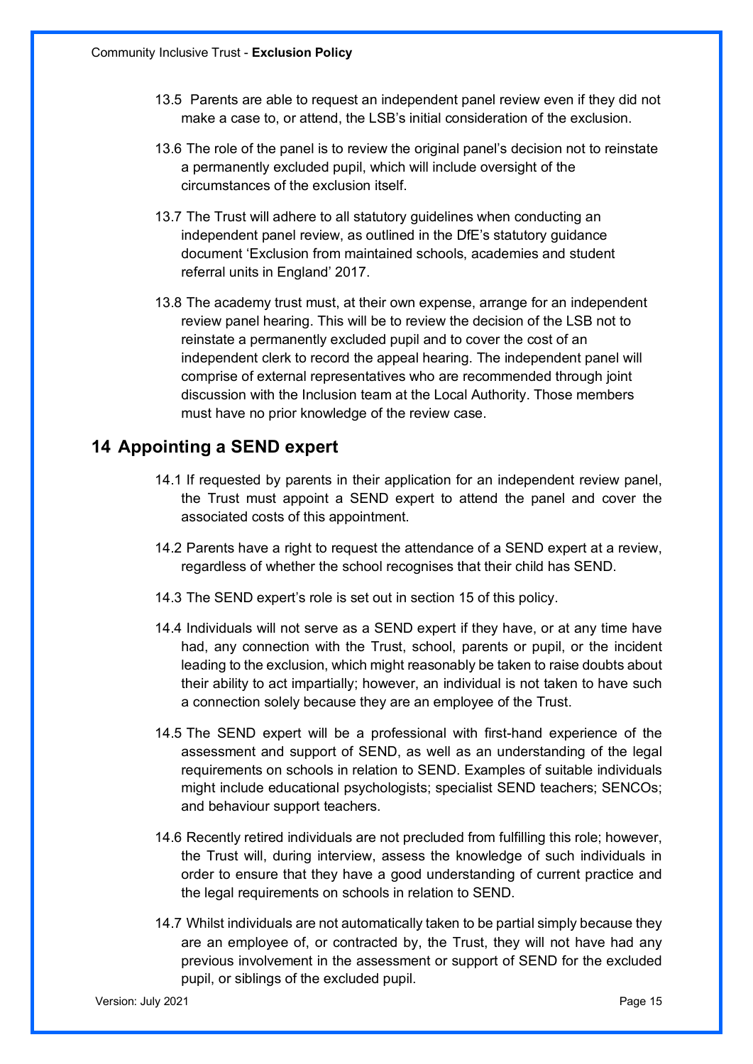13.5 Parents are able to request an independent panel review even if they did not make a case to, or attend, the LSB's initial consideration of the exclusion.

13.6 The role of the panel is to review the original panel's decision not to reinstate a permanently excluded pupil, which will include oversight of the circumstances of the exclusion itself.

13.7 The Trust will adhere to all statutory guidelines when conducting an independent panel review, as outlined in the DfE's statutory guidance document 'Exclusion from maintained schools, academies and student referral units in England' 2017.

13.8 The academy trust must, at their own expense, arrange for an independent review panel hearing. This will be to review the decision of the LSB not to reinstate a permanently excluded pupil and to cover the cost of an independent clerk to record the appeal hearing. The independent panel will comprise of external representatives who are recommended through joint discussion with the Inclusion team at the Local Authority. Those members must have no prior knowledge of the review case.

## 14 Appointing a SEND expert

14.1 If requested by parents in their application for an independent review panel, the Trust must appoint a SEND expert to attend the panel and cover the associated costs of this appointment.

14.2 Parents have a right to request the attendance of a SEND expert at a review, regardless of whether the school recognises that their child has SEND.

14.3 The SEND expert's role is set out in section 15 of this policy.

14.4 Individuals will not serve as a SEND expert if they have, or at any time have had, any connection with the Trust, school, parents or pupil, or the incident leading to the exclusion, which might reasonably be taken to raise doubts about their ability to act impartially; however, an individual is not taken to have such a connection solely because they are an employee of the Trust.

14.5 The SEND expert will be a professional with first-hand experience of the assessment and support of SEND, as well as an understanding of the legal requirements on schools in relation to SEND. Examples of suitable individuals might include educational psychologists; specialist SEND teachers; SENCOs; and behaviour support teachers.

14.6 Recently retired individuals are not precluded from fulfilling this role; however, the Trust will, during interview, assess the knowledge of such individuals in order to ensure that they have a good understanding of current practice and the legal requirements on schools in relation to SEND.

14.7 Whilst individuals are not automatically taken to be partial simply because they are an employee of, or contracted by, the Trust, they will not have had any previous involvement in the assessment or support of SEND for the excluded pupil, or siblings of the excluded pupil.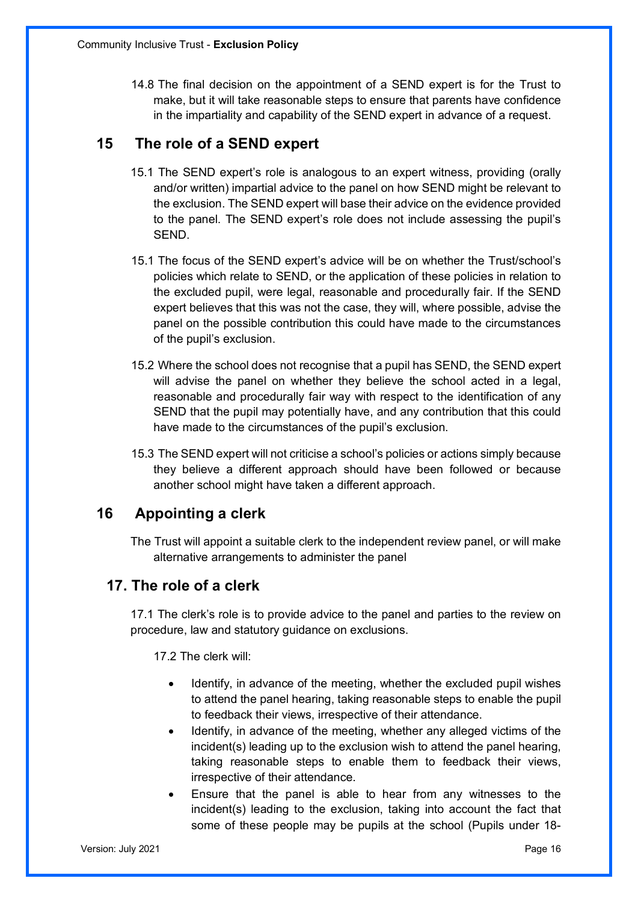14.8 The final decision on the appointment of a SEND expert is for the Trust to make, but it will take reasonable steps to ensure that parents have confidence in the impartiality and capability of the SEND expert in advance of a request.

## 15 The role of a SEND expert

15.1 The SEND expert's role is analogous to an expert witness, providing (orally and/or written) impartial advice to the panel on how SEND might be relevant to the exclusion. The SEND expert will base their advice on the evidence provided to the panel. The SEND expert's role does not include assessing the pupil's SEND.

15.1 The focus of the SEND expert's advice will be on whether the Trust/school's policies which relate to SEND, or the application of these policies in relation to the excluded pupil, were legal, reasonable and procedurally fair. If the SEND expert believes that this was not the case, they will, where possible, advise the panel on the possible contribution this could have made to the circumstances of the pupil's exclusion.

15.2 Where the school does not recognise that a pupil has SEND, the SEND expert will advise the panel on whether they believe the school acted in a legal, reasonable and procedurally fair way with respect to the identification of any SEND that the pupil may potentially have, and any contribution that this could have made to the circumstances of the pupil's exclusion.

15.3 The SEND expert will not criticise a school's policies or actions simply because they believe a different approach should have been followed or because another school might have taken a different approach.

## 16 Appointing a clerk

The Trust will appoint a suitable clerk to the independent review panel, or will make alternative arrangements to administer the panel

## 17. The role of a clerk

17.1 The clerk's role is to provide advice to the panel and parties to the review on procedure, law and statutory guidance on exclusions.

17.2 The clerk will:

- Identify, in advance of the meeting, whether the excluded pupil wishes to attend the panel hearing, taking reasonable steps to enable the pupil to feedback their views, irrespective of their attendance.
- Identify, in advance of the meeting, whether any alleged victims of the incident(s) leading up to the exclusion wish to attend the panel hearing, taking reasonable steps to enable them to feedback their views, irrespective of their attendance.
- Ensure that the panel is able to hear from any witnesses to the incident(s) leading to the exclusion, taking into account the fact that some of these people may be pupils at the school (Pupils under 18-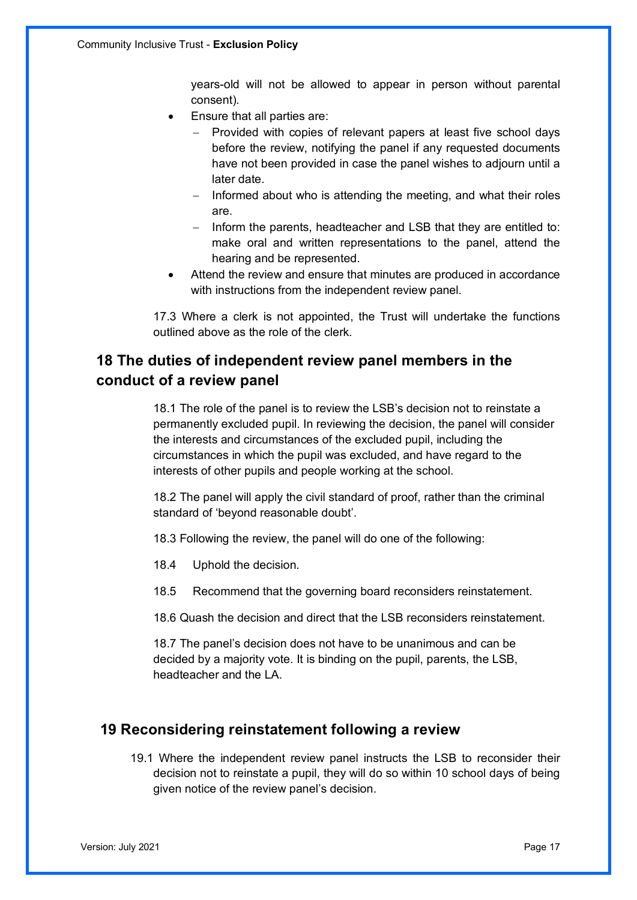years-old will not be allowed to appear in person without parental consent).

- Ensure that all parties are:
  - Provided with copies of relevant papers at least five school days before the review, notifying the panel if any requested documents have not been provided in case the panel wishes to adjourn until a later date.
  - Informed about who is attending the meeting, and what their roles are.
  - Inform the parents, headteacher and LSB that they are entitled to: make oral and written representations to the panel, attend the hearing and be represented.
- Attend the review and ensure that minutes are produced in accordance with instructions from the independent review panel.

17.3 Where a clerk is not appointed, the Trust will undertake the functions outlined above as the role of the clerk.

## 18 The duties of independent review panel members in the conduct of a review panel

18.1 The role of the panel is to review the LSB's decision not to reinstate a permanently excluded pupil. In reviewing the decision, the panel will consider the interests and circumstances of the excluded pupil, including the circumstances in which the pupil was excluded, and have regard to the interests of other pupils and people working at the school.

18.2 The panel will apply the civil standard of proof, rather than the criminal standard of 'beyond reasonable doubt'.

18.3 Following the review, the panel will do one of the following:

18.4 Uphold the decision.

18.5 Recommend that the governing board reconsiders reinstatement.

18.6 Quash the decision and direct that the LSB reconsiders reinstatement.

18.7 The panel's decision does not have to be unanimous and can be decided by a majority vote. It is binding on the pupil, parents, the LSB, headteacher and the LA.

## 19 Reconsidering reinstatement following a review

19.1 Where the independent review panel instructs the LSB to reconsider their decision not to reinstate a pupil, they will do so within 10 school days of being given notice of the review panel's decision.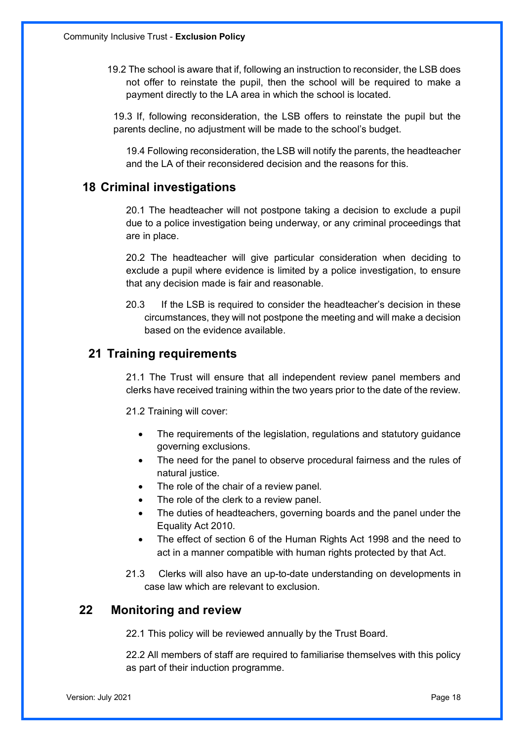19.2 The school is aware that if, following an instruction to reconsider, the LSB does not offer to reinstate the pupil, then the school will be required to make a payment directly to the LA area in which the school is located.

19.3 If, following reconsideration, the LSB offers to reinstate the pupil but the parents decline, no adjustment will be made to the school's budget.

19.4 Following reconsideration, the LSB will notify the parents, the headteacher and the LA of their reconsidered decision and the reasons for this.

## 18 Criminal investigations

20.1 The headteacher will not postpone taking a decision to exclude a pupil due to a police investigation being underway, or any criminal proceedings that are in place.

20.2 The headteacher will give particular consideration when deciding to exclude a pupil where evidence is limited by a police investigation, to ensure that any decision made is fair and reasonable.

20.3 If the LSB is required to consider the headteacher's decision in these circumstances, they will not postpone the meeting and will make a decision based on the evidence available.

## 21 Training requirements

21.1 The Trust will ensure that all independent review panel members and clerks have received training within the two years prior to the date of the review.

21.2 Training will cover:

- The requirements of the legislation, regulations and statutory guidance governing exclusions.
- The need for the panel to observe procedural fairness and the rules of natural justice.
- The role of the chair of a review panel.
- The role of the clerk to a review panel.
- The duties of headteachers, governing boards and the panel under the Equality Act 2010.
- The effect of section 6 of the Human Rights Act 1998 and the need to act in a manner compatible with human rights protected by that Act.

21.3 Clerks will also have an up-to-date understanding on developments in case law which are relevant to exclusion.

## 22 Monitoring and review

22.1 This policy will be reviewed annually by the Trust Board.

22.2 All members of staff are required to familiarise themselves with this policy as part of their induction programme.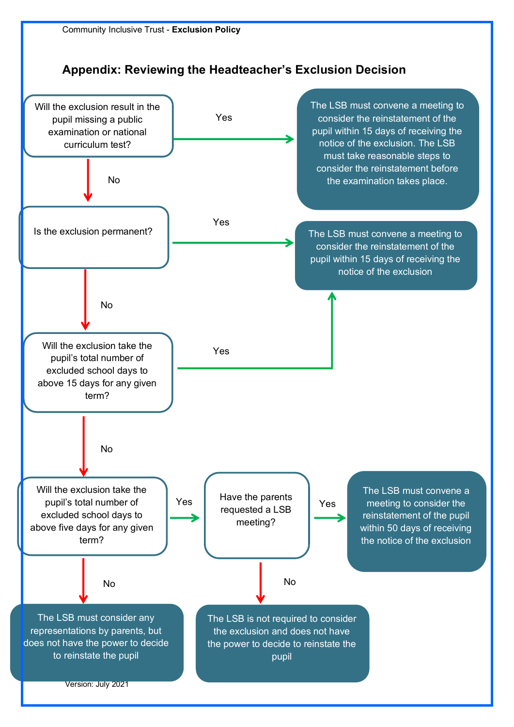## Appendix: Reviewing the Headteacher's Exclusion Decision

**Will the exclusion result in the pupil missing a public examination or national curriculum test?**

- **Yes** → The LSB must convene a meeting to consider the reinstatement of the pupil within 15 days of receiving the notice of the exclusion. The LSB must take reasonable steps to consider the reinstatement before the examination takes place.
- **No** → Is the exclusion permanent?

**Is the exclusion permanent?**

- **Yes** → The LSB must convene a meeting to consider the reinstatement of the pupil within 15 days of receiving the notice of the exclusion
- **No** → Will the exclusion take the pupil's total number of excluded school days to above 15 days for any given term?

**Will the exclusion take the pupil's total number of excluded school days to above 15 days for any given term?**

- **Yes** → The LSB must convene a meeting to consider the reinstatement of the pupil within 15 days of receiving the notice of the exclusion
- **No** → Will the exclusion take the pupil's total number of excluded school days to above five days for any given term?

**Will the exclusion take the pupil's total number of excluded school days to above five days for any given term?**

- **Yes** → Have the parents requested a LSB meeting?
  - **Yes** → The LSB must convene a meeting to consider the reinstatement of the pupil within 50 days of receiving the notice of the exclusion
  - **No** → The LSB is not required to consider the exclusion and does not have the power to decide to reinstate the pupil
- **No** → The LSB must consider any representations by parents, but does not have the power to decide to reinstate the pupil